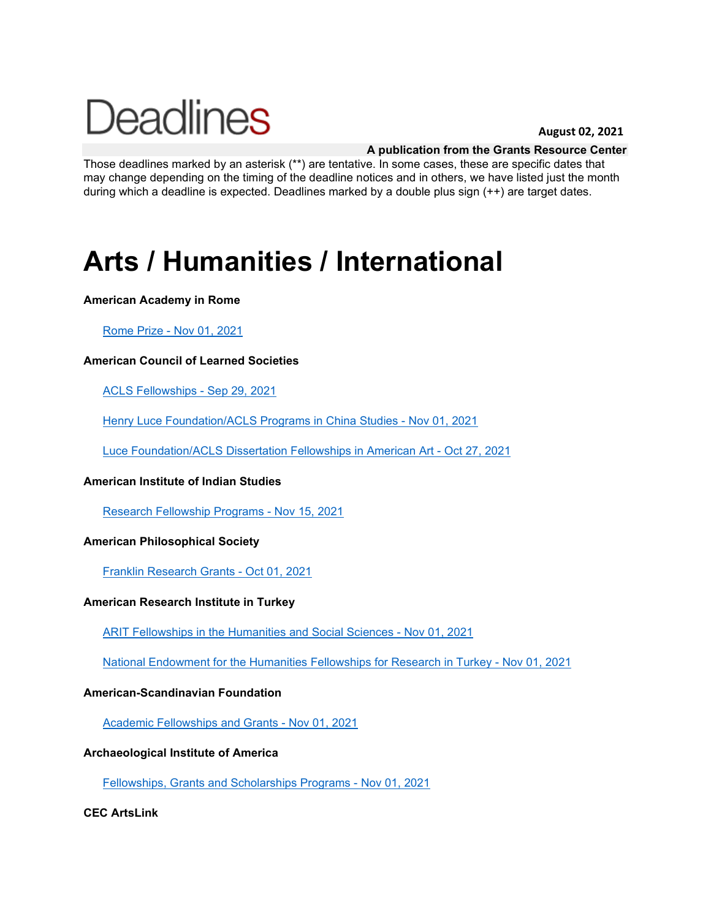# Deadlines

**August 02, 2021**

**A publication from the Grants Resource Center**

Those deadlines marked by an asterisk (**) are tentative. In some cases, these are specific dates that may change depending on the timing of the deadline notices and in others, we have listed just the month during which a deadline is expected. Deadlines marked by a double plus sign (++) are target dates.

# Arts / Humanities / International

**American Academy in Rome**

Rome Prize - Nov 01, 2021

**American Council of Learned Societies**

ACLS Fellowships - Sep 29, 2021

Henry Luce Foundation/ACLS Programs in China Studies - Nov 01, 2021

Luce Foundation/ACLS Dissertation Fellowships in American Art - Oct 27, 2021

**American Institute of Indian Studies**

Research Fellowship Programs - Nov 15, 2021

**American Philosophical Society**

Franklin Research Grants - Oct 01, 2021

**American Research Institute in Turkey**

ARIT Fellowships in the Humanities and Social Sciences - Nov 01, 2021

National Endowment for the Humanities Fellowships for Research in Turkey - Nov 01, 2021

**American-Scandinavian Foundation**

Academic Fellowships and Grants - Nov 01, 2021

**Archaeological Institute of America**

Fellowships, Grants and Scholarships Programs - Nov 01, 2021

**CEC ArtsLink**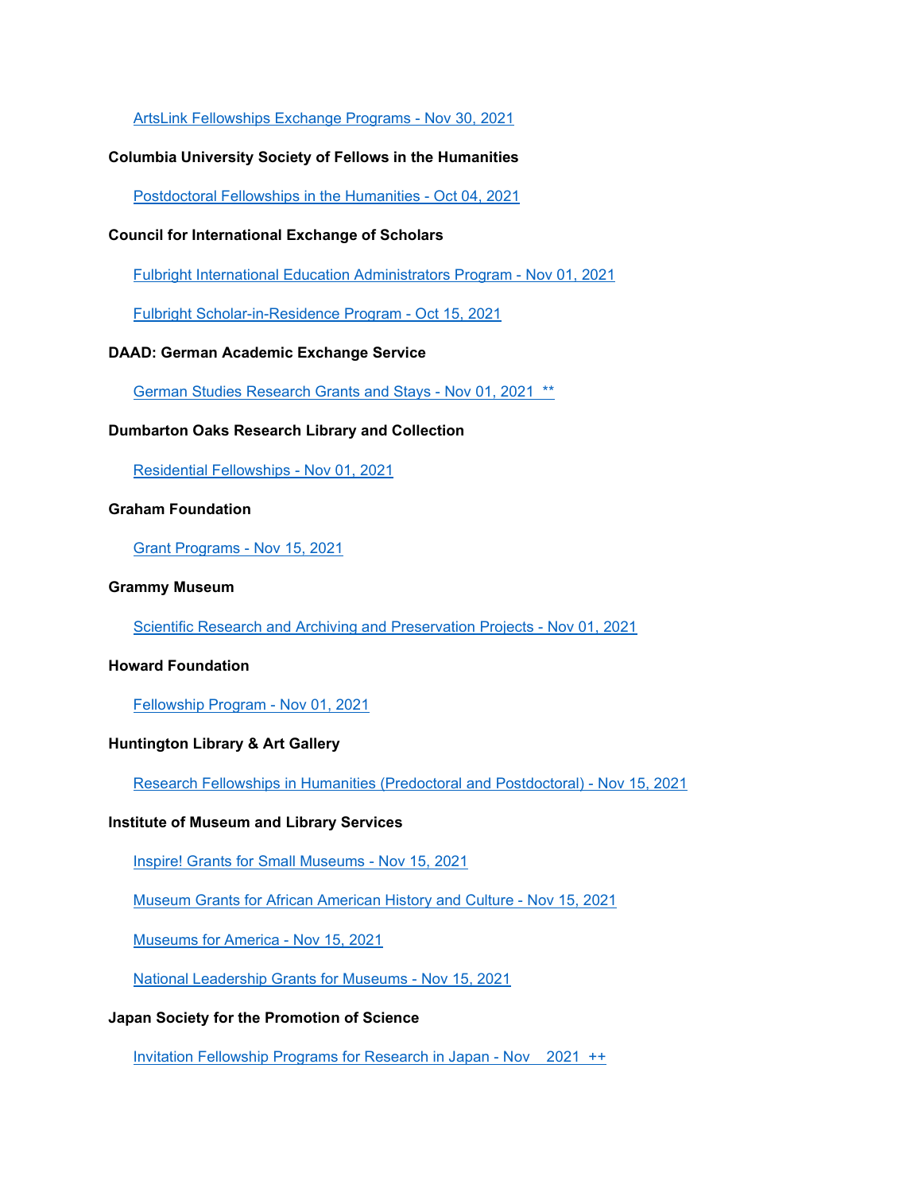[ArtsLink Fellowships Exchange Programs - Nov 30, 2021]

**Columbia University Society of Fellows in the Humanities**

[Postdoctoral Fellowships in the Humanities - Oct 04, 2021]

**Council for International Exchange of Scholars**

[Fulbright International Education Administrators Program - Nov 01, 2021]

[Fulbright Scholar-in-Residence Program - Oct 15, 2021]

**DAAD: German Academic Exchange Service**

[German Studies Research Grants and Stays - Nov 01, 2021 **]

**Dumbarton Oaks Research Library and Collection**

[Residential Fellowships - Nov 01, 2021]

**Graham Foundation**

[Grant Programs - Nov 15, 2021]

**Grammy Museum**

[Scientific Research and Archiving and Preservation Projects - Nov 01, 2021]

**Howard Foundation**

[Fellowship Program - Nov 01, 2021]

**Huntington Library & Art Gallery**

[Research Fellowships in Humanities (Predoctoral and Postdoctoral) - Nov 15, 2021]

**Institute of Museum and Library Services**

[Inspire! Grants for Small Museums - Nov 15, 2021]

[Museum Grants for African American History and Culture - Nov 15, 2021]

[Museums for America - Nov 15, 2021]

[National Leadership Grants for Museums - Nov 15, 2021]

**Japan Society for the Promotion of Science**

[Invitation Fellowship Programs for Research in Japan - Nov 2021 ++]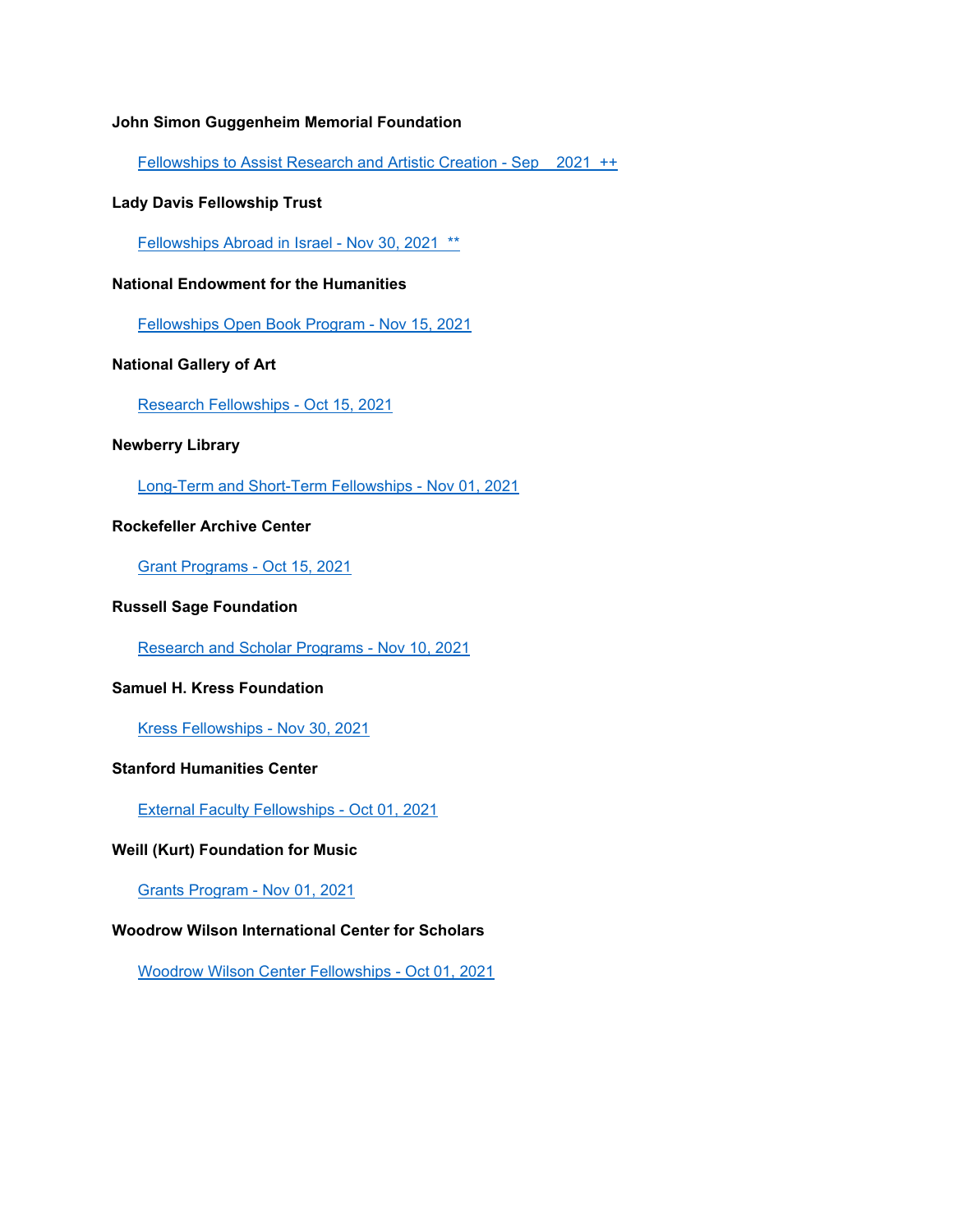**John Simon Guggenheim Memorial Foundation**

Fellowships to Assist Research and Artistic Creation - Sep 2021 ++

**Lady Davis Fellowship Trust**

Fellowships Abroad in Israel - Nov 30, 2021 **

**National Endowment for the Humanities**

Fellowships Open Book Program - Nov 15, 2021

**National Gallery of Art**

Research Fellowships - Oct 15, 2021

**Newberry Library**

Long-Term and Short-Term Fellowships - Nov 01, 2021

**Rockefeller Archive Center**

Grant Programs - Oct 15, 2021

**Russell Sage Foundation**

Research and Scholar Programs - Nov 10, 2021

**Samuel H. Kress Foundation**

Kress Fellowships - Nov 30, 2021

**Stanford Humanities Center**

External Faculty Fellowships - Oct 01, 2021

**Weill (Kurt) Foundation for Music**

Grants Program - Nov 01, 2021

**Woodrow Wilson International Center for Scholars**

Woodrow Wilson Center Fellowships - Oct 01, 2021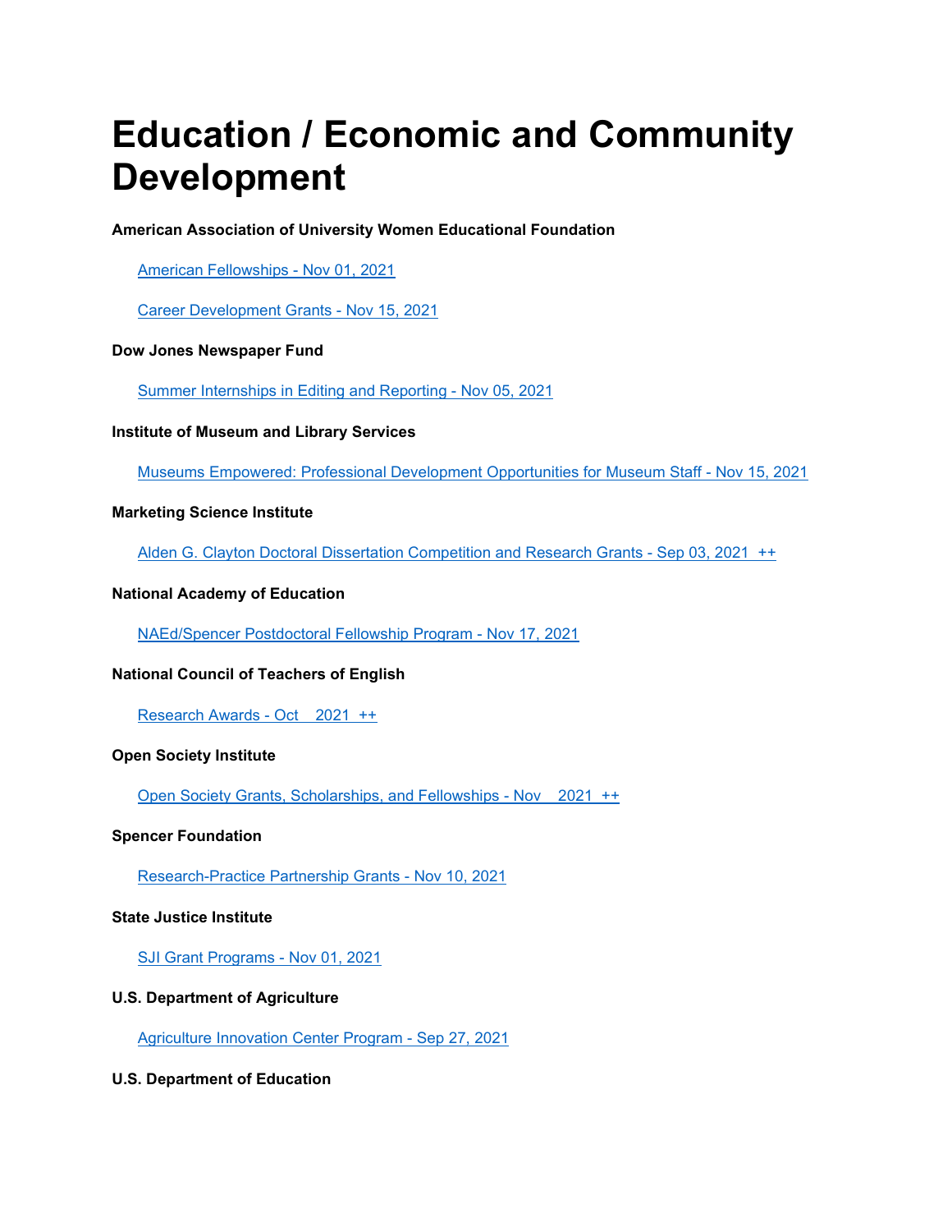# Education / Economic and Community Development

**American Association of University Women Educational Foundation**

[American Fellowships - Nov 01, 2021]()

[Career Development Grants - Nov 15, 2021]()

**Dow Jones Newspaper Fund**

[Summer Internships in Editing and Reporting - Nov 05, 2021]()

**Institute of Museum and Library Services**

[Museums Empowered: Professional Development Opportunities for Museum Staff - Nov 15, 2021]()

**Marketing Science Institute**

[Alden G. Clayton Doctoral Dissertation Competition and Research Grants - Sep 03, 2021 ++]()

**National Academy of Education**

[NAEd/Spencer Postdoctoral Fellowship Program - Nov 17, 2021]()

**National Council of Teachers of English**

[Research Awards - Oct 2021 ++]()

**Open Society Institute**

[Open Society Grants, Scholarships, and Fellowships - Nov 2021 ++]()

**Spencer Foundation**

[Research-Practice Partnership Grants - Nov 10, 2021]()

**State Justice Institute**

[SJI Grant Programs - Nov 01, 2021]()

**U.S. Department of Agriculture**

[Agriculture Innovation Center Program - Sep 27, 2021]()

**U.S. Department of Education**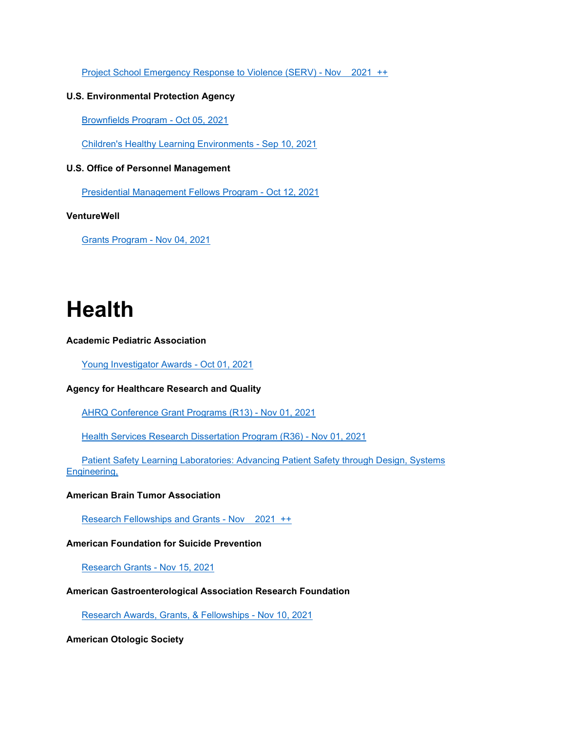Project School Emergency Response to Violence (SERV) - Nov 2021 ++

**U.S. Environmental Protection Agency**

Brownfields Program - Oct 05, 2021

Children's Healthy Learning Environments - Sep 10, 2021

**U.S. Office of Personnel Management**

Presidential Management Fellows Program - Oct 12, 2021

**VentureWell**

Grants Program - Nov 04, 2021

# Health

**Academic Pediatric Association**

Young Investigator Awards - Oct 01, 2021

**Agency for Healthcare Research and Quality**

AHRQ Conference Grant Programs (R13) - Nov 01, 2021

Health Services Research Dissertation Program (R36) - Nov 01, 2021

Patient Safety Learning Laboratories: Advancing Patient Safety through Design, Systems Engineering,

**American Brain Tumor Association**

Research Fellowships and Grants - Nov 2021 ++

**American Foundation for Suicide Prevention**

Research Grants - Nov 15, 2021

**American Gastroenterological Association Research Foundation**

Research Awards, Grants, & Fellowships - Nov 10, 2021

**American Otologic Society**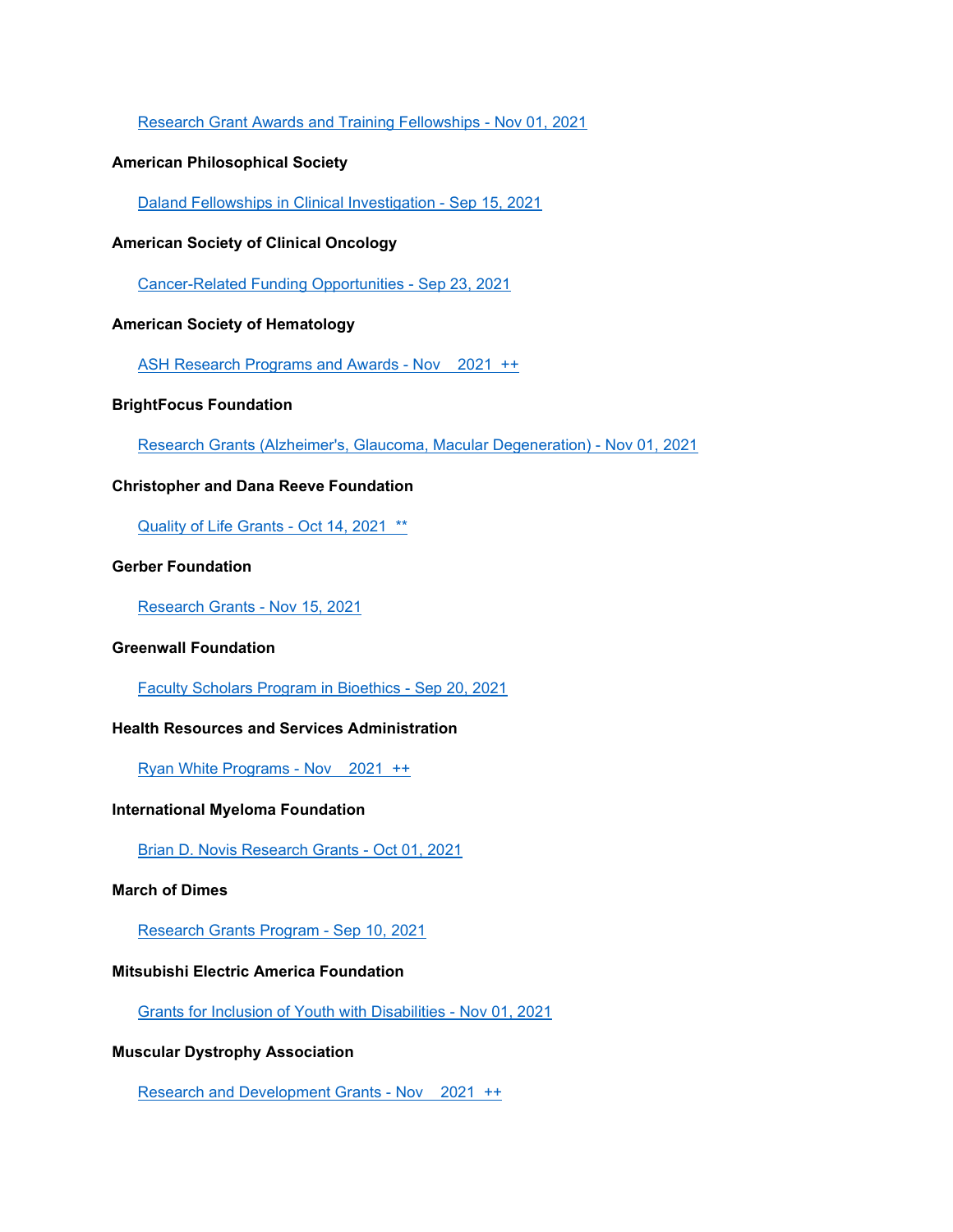Research Grant Awards and Training Fellowships - Nov 01, 2021

**American Philosophical Society**

Daland Fellowships in Clinical Investigation - Sep 15, 2021

**American Society of Clinical Oncology**

Cancer-Related Funding Opportunities - Sep 23, 2021

**American Society of Hematology**

ASH Research Programs and Awards - Nov 2021 ++

**BrightFocus Foundation**

Research Grants (Alzheimer's, Glaucoma, Macular Degeneration) - Nov 01, 2021

**Christopher and Dana Reeve Foundation**

Quality of Life Grants - Oct 14, 2021 **

**Gerber Foundation**

Research Grants - Nov 15, 2021

**Greenwall Foundation**

Faculty Scholars Program in Bioethics - Sep 20, 2021

**Health Resources and Services Administration**

Ryan White Programs - Nov 2021 ++

**International Myeloma Foundation**

Brian D. Novis Research Grants - Oct 01, 2021

**March of Dimes**

Research Grants Program - Sep 10, 2021

**Mitsubishi Electric America Foundation**

Grants for Inclusion of Youth with Disabilities - Nov 01, 2021

**Muscular Dystrophy Association**

Research and Development Grants - Nov 2021 ++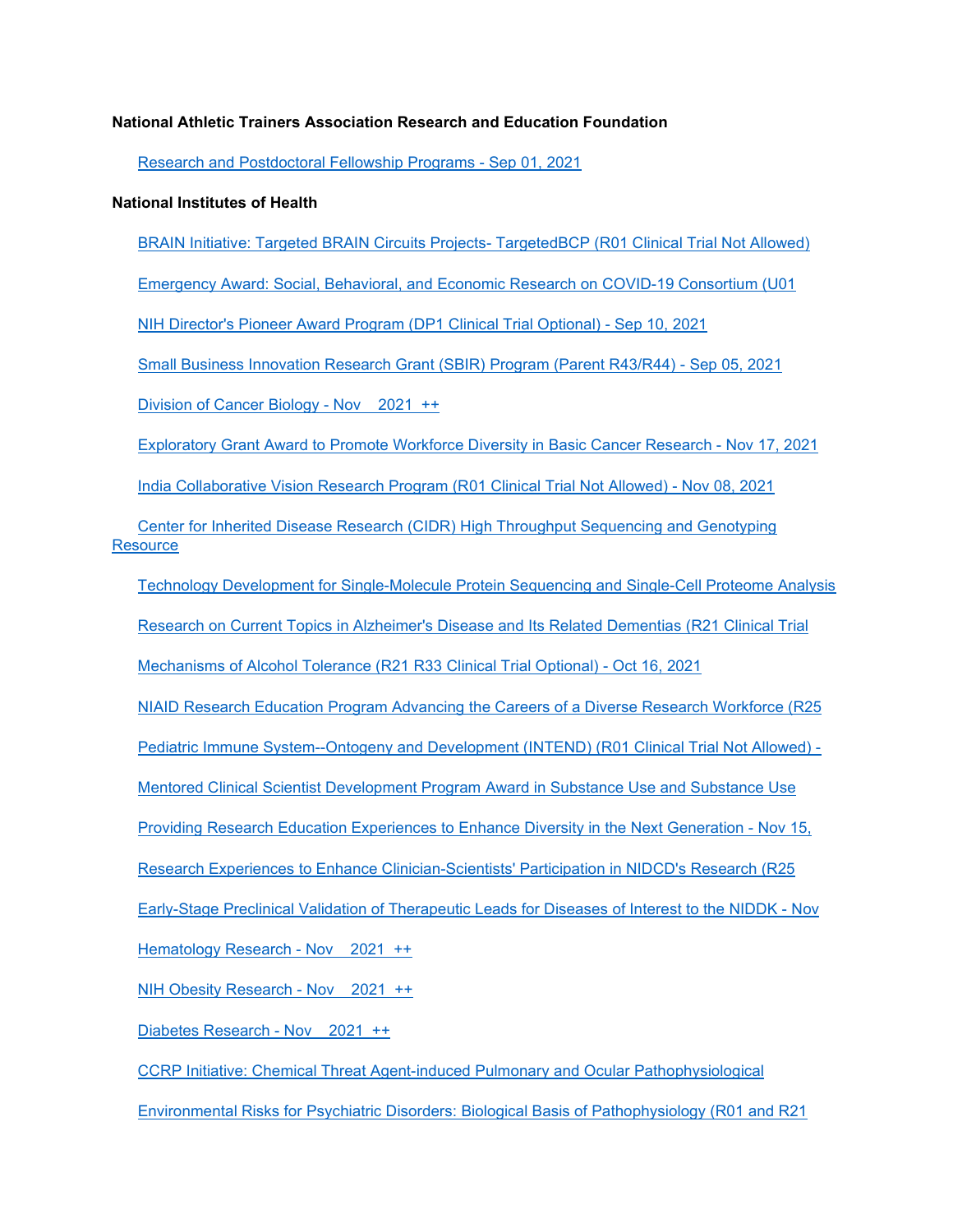**National Athletic Trainers Association Research and Education Foundation**

Research and Postdoctoral Fellowship Programs - Sep 01, 2021

**National Institutes of Health**

BRAIN Initiative: Targeted BRAIN Circuits Projects- TargetedBCP (R01 Clinical Trial Not Allowed)

Emergency Award: Social, Behavioral, and Economic Research on COVID-19 Consortium (U01

NIH Director's Pioneer Award Program (DP1 Clinical Trial Optional) - Sep 10, 2021

Small Business Innovation Research Grant (SBIR) Program (Parent R43/R44) - Sep 05, 2021

Division of Cancer Biology - Nov 2021 ++

Exploratory Grant Award to Promote Workforce Diversity in Basic Cancer Research - Nov 17, 2021

India Collaborative Vision Research Program (R01 Clinical Trial Not Allowed) - Nov 08, 2021

Center for Inherited Disease Research (CIDR) High Throughput Sequencing and Genotyping Resource

Technology Development for Single-Molecule Protein Sequencing and Single-Cell Proteome Analysis

Research on Current Topics in Alzheimer's Disease and Its Related Dementias (R21 Clinical Trial

Mechanisms of Alcohol Tolerance (R21 R33 Clinical Trial Optional) - Oct 16, 2021

NIAID Research Education Program Advancing the Careers of a Diverse Research Workforce (R25

Pediatric Immune System--Ontogeny and Development (INTEND) (R01 Clinical Trial Not Allowed) -

Mentored Clinical Scientist Development Program Award in Substance Use and Substance Use

Providing Research Education Experiences to Enhance Diversity in the Next Generation - Nov 15,

Research Experiences to Enhance Clinician-Scientists' Participation in NIDCD's Research (R25

Early-Stage Preclinical Validation of Therapeutic Leads for Diseases of Interest to the NIDDK - Nov

Hematology Research - Nov 2021 ++

NIH Obesity Research - Nov 2021 ++

Diabetes Research - Nov 2021 ++

CCRP Initiative: Chemical Threat Agent-induced Pulmonary and Ocular Pathophysiological

Environmental Risks for Psychiatric Disorders: Biological Basis of Pathophysiology (R01 and R21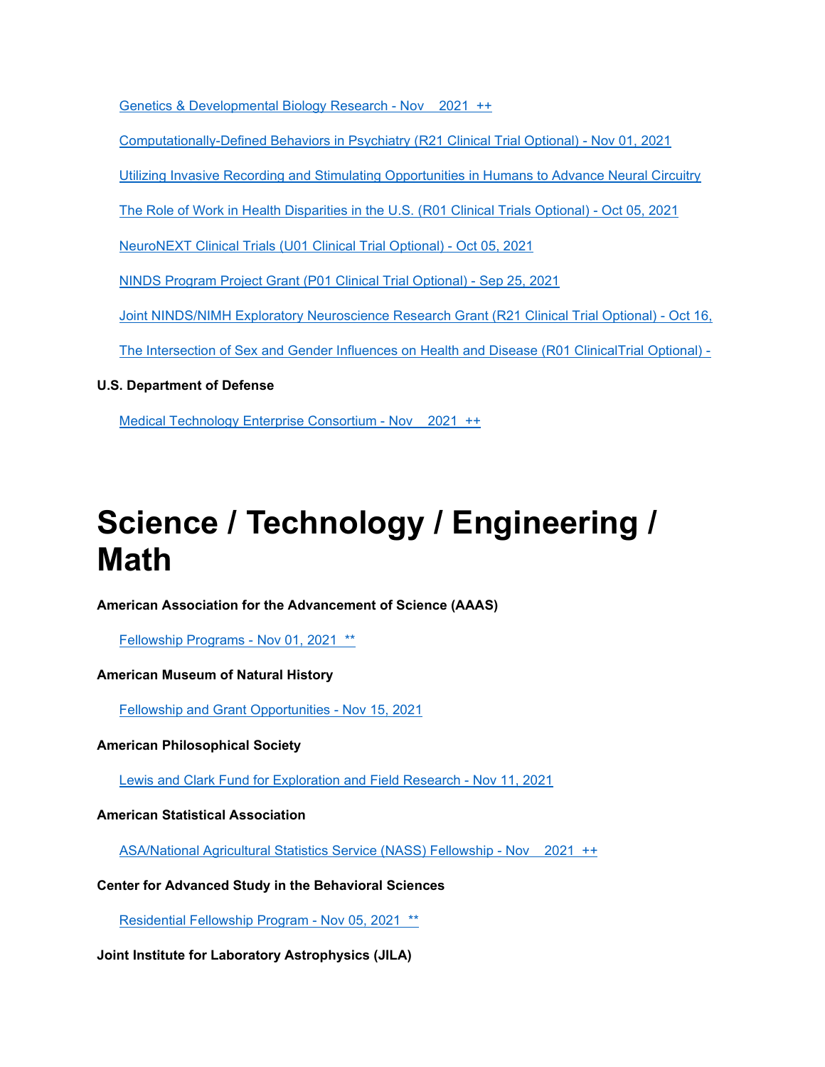[Genetics & Developmental Biology Research - Nov 2021 ++]

[Computationally-Defined Behaviors in Psychiatry (R21 Clinical Trial Optional) - Nov 01, 2021]

[Utilizing Invasive Recording and Stimulating Opportunities in Humans to Advance Neural Circuitry]

[The Role of Work in Health Disparities in the U.S. (R01 Clinical Trials Optional) - Oct 05, 2021]

[NeuroNEXT Clinical Trials (U01 Clinical Trial Optional) - Oct 05, 2021]

[NINDS Program Project Grant (P01 Clinical Trial Optional) - Sep 25, 2021]

[Joint NINDS/NIMH Exploratory Neuroscience Research Grant (R21 Clinical Trial Optional) - Oct 16,]

[The Intersection of Sex and Gender Influences on Health and Disease (R01 ClinicalTrial Optional) -]

**U.S. Department of Defense**

[Medical Technology Enterprise Consortium - Nov 2021 ++]

# Science / Technology / Engineering / Math

**American Association for the Advancement of Science (AAAS)**

[Fellowship Programs - Nov 01, 2021 **]

**American Museum of Natural History**

[Fellowship and Grant Opportunities - Nov 15, 2021]

**American Philosophical Society**

[Lewis and Clark Fund for Exploration and Field Research - Nov 11, 2021]

**American Statistical Association**

[ASA/National Agricultural Statistics Service (NASS) Fellowship - Nov 2021 ++]

**Center for Advanced Study in the Behavioral Sciences**

[Residential Fellowship Program - Nov 05, 2021 **]

**Joint Institute for Laboratory Astrophysics (JILA)**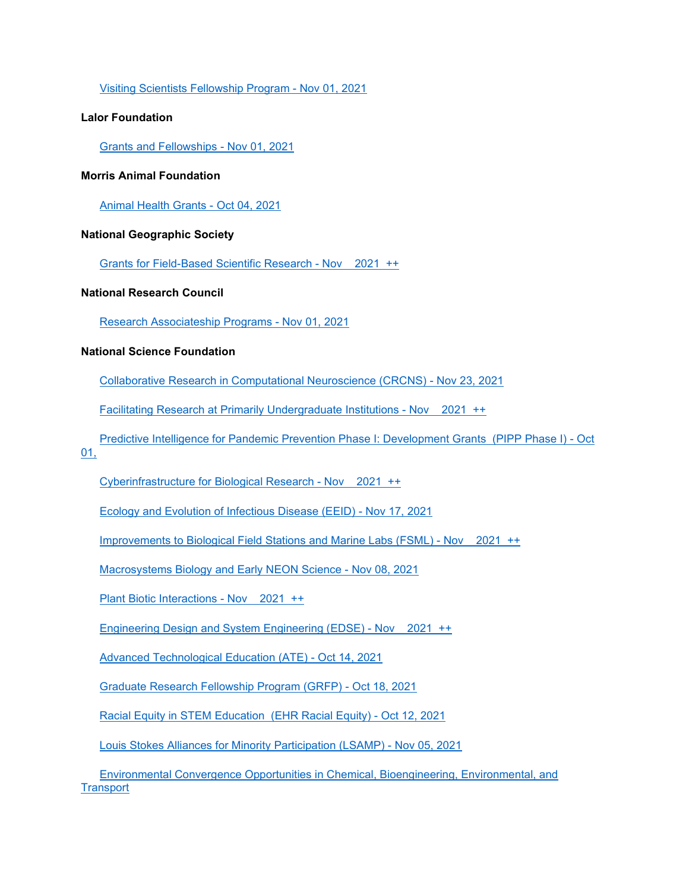Visiting Scientists Fellowship Program - Nov 01, 2021

**Lalor Foundation**

Grants and Fellowships - Nov 01, 2021

**Morris Animal Foundation**

Animal Health Grants - Oct 04, 2021

**National Geographic Society**

Grants for Field-Based Scientific Research - Nov  2021 ++

**National Research Council**

Research Associateship Programs - Nov 01, 2021

**National Science Foundation**

Collaborative Research in Computational Neuroscience (CRCNS) - Nov 23, 2021

Facilitating Research at Primarily Undergraduate Institutions - Nov  2021 ++

Predictive Intelligence for Pandemic Prevention Phase I: Development Grants (PIPP Phase I) - Oct 01,

Cyberinfrastructure for Biological Research - Nov  2021 ++

Ecology and Evolution of Infectious Disease (EEID) - Nov 17, 2021

Improvements to Biological Field Stations and Marine Labs (FSML) - Nov  2021 ++

Macrosystems Biology and Early NEON Science - Nov 08, 2021

Plant Biotic Interactions - Nov  2021 ++

Engineering Design and System Engineering (EDSE) - Nov  2021 ++

Advanced Technological Education (ATE) - Oct 14, 2021

Graduate Research Fellowship Program (GRFP) - Oct 18, 2021

Racial Equity in STEM Education (EHR Racial Equity) - Oct 12, 2021

Louis Stokes Alliances for Minority Participation (LSAMP) - Nov 05, 2021

Environmental Convergence Opportunities in Chemical, Bioengineering, Environmental, and Transport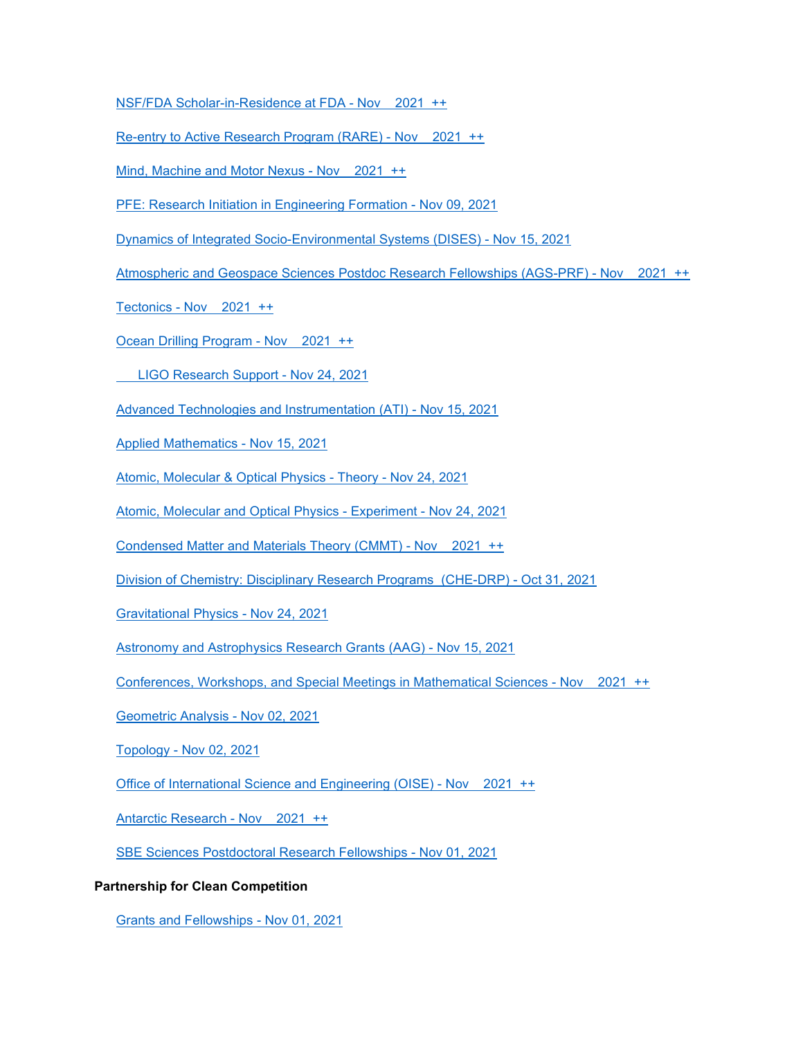NSF/FDA Scholar-in-Residence at FDA - Nov 2021 ++

Re-entry to Active Research Program (RARE) - Nov 2021 ++

Mind, Machine and Motor Nexus - Nov 2021 ++

PFE: Research Initiation in Engineering Formation - Nov 09, 2021

Dynamics of Integrated Socio-Environmental Systems (DISES) - Nov 15, 2021

Atmospheric and Geospace Sciences Postdoc Research Fellowships (AGS-PRF) - Nov 2021 ++

Tectonics - Nov 2021 ++

Ocean Drilling Program - Nov 2021 ++

LIGO Research Support - Nov 24, 2021

Advanced Technologies and Instrumentation (ATI) - Nov 15, 2021

Applied Mathematics - Nov 15, 2021

Atomic, Molecular & Optical Physics - Theory - Nov 24, 2021

Atomic, Molecular and Optical Physics - Experiment - Nov 24, 2021

Condensed Matter and Materials Theory (CMMT) - Nov 2021 ++

Division of Chemistry: Disciplinary Research Programs (CHE-DRP) - Oct 31, 2021

Gravitational Physics - Nov 24, 2021

Astronomy and Astrophysics Research Grants (AAG) - Nov 15, 2021

Conferences, Workshops, and Special Meetings in Mathematical Sciences - Nov 2021 ++

Geometric Analysis - Nov 02, 2021

Topology - Nov 02, 2021

Office of International Science and Engineering (OISE) - Nov 2021 ++

Antarctic Research - Nov 2021 ++

SBE Sciences Postdoctoral Research Fellowships - Nov 01, 2021

**Partnership for Clean Competition**

Grants and Fellowships - Nov 01, 2021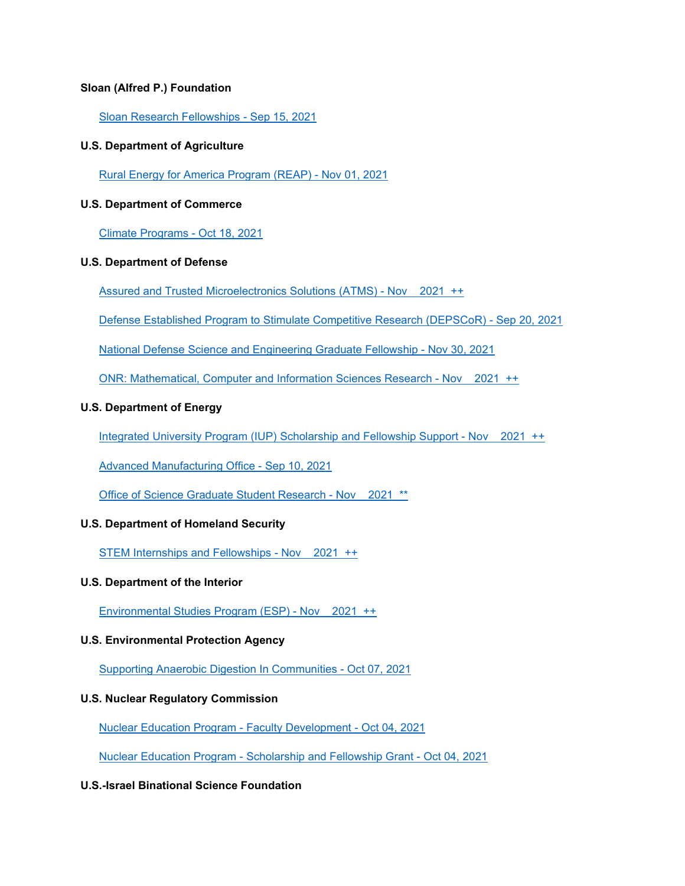**Sloan (Alfred P.) Foundation**

Sloan Research Fellowships - Sep 15, 2021

**U.S. Department of Agriculture**

Rural Energy for America Program (REAP) - Nov 01, 2021

**U.S. Department of Commerce**

Climate Programs - Oct 18, 2021

**U.S. Department of Defense**

Assured and Trusted Microelectronics Solutions (ATMS) - Nov 2021 ++

Defense Established Program to Stimulate Competitive Research (DEPSCoR) - Sep 20, 2021

National Defense Science and Engineering Graduate Fellowship - Nov 30, 2021

ONR: Mathematical, Computer and Information Sciences Research - Nov 2021 ++

**U.S. Department of Energy**

Integrated University Program (IUP) Scholarship and Fellowship Support - Nov 2021 ++

Advanced Manufacturing Office - Sep 10, 2021

Office of Science Graduate Student Research - Nov 2021 **

**U.S. Department of Homeland Security**

STEM Internships and Fellowships - Nov 2021 ++

**U.S. Department of the Interior**

Environmental Studies Program (ESP) - Nov 2021 ++

**U.S. Environmental Protection Agency**

Supporting Anaerobic Digestion In Communities - Oct 07, 2021

**U.S. Nuclear Regulatory Commission**

Nuclear Education Program - Faculty Development - Oct 04, 2021

Nuclear Education Program - Scholarship and Fellowship Grant - Oct 04, 2021

**U.S.-Israel Binational Science Foundation**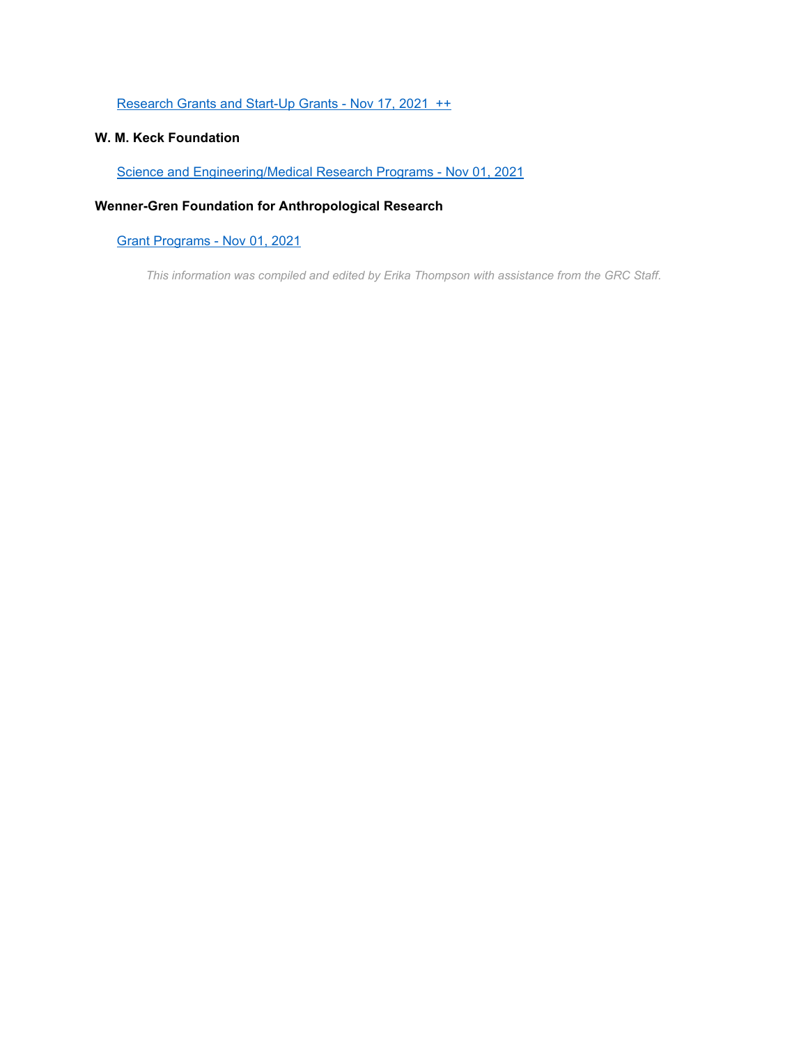[Research Grants and Start-Up Grants - Nov 17, 2021 ++]

**W. M. Keck Foundation**

[Science and Engineering/Medical Research Programs - Nov 01, 2021]

**Wenner-Gren Foundation for Anthropological Research**

[Grant Programs - Nov 01, 2021]

*This information was compiled and edited by Erika Thompson with assistance from the GRC Staff.*